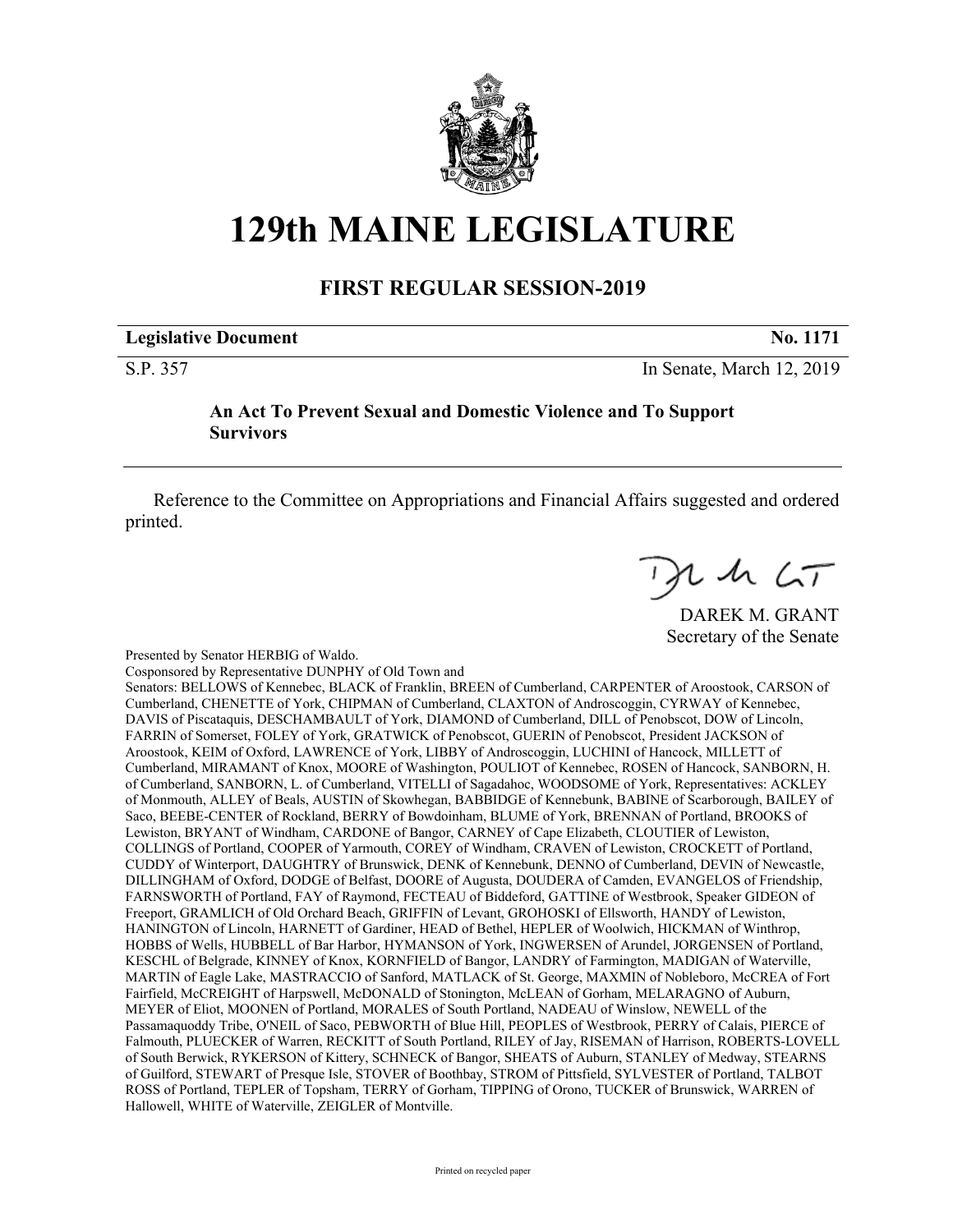# 129th MAINE LEGISLATURE

## FIRST REGULAR SESSION-2019

| **Legislative Document** | **No. 1171** |
|---|---|
| S.P. 357 | In Senate, March 12, 2019 |

**An Act To Prevent Sexual and Domestic Violence and To Support Survivors**

Reference to the Committee on Appropriations and Financial Affairs suggested and ordered printed.

DAREK M. GRANT
Secretary of the Senate

Presented by Senator HERBIG of Waldo.
Cosponsored by Representative DUNPHY of Old Town and
Senators: BELLOWS of Kennebec, BLACK of Franklin, BREEN of Cumberland, CARPENTER of Aroostook, CARSON of Cumberland, CHENETTE of York, CHIPMAN of Cumberland, CLAXTON of Androscoggin, CYRWAY of Kennebec, DAVIS of Piscataquis, DESCHAMBAULT of York, DIAMOND of Cumberland, DILL of Penobscot, DOW of Lincoln, FARRIN of Somerset, FOLEY of York, GRATWICK of Penobscot, GUERIN of Penobscot, President JACKSON of Aroostook, KEIM of Oxford, LAWRENCE of York, LIBBY of Androscoggin, LUCHINI of Hancock, MILLETT of Cumberland, MIRAMANT of Knox, MOORE of Washington, POULIOT of Kennebec, ROSEN of Hancock, SANBORN, H. of Cumberland, SANBORN, L. of Cumberland, VITELLI of Sagadahoc, WOODSOME of York, Representatives: ACKLEY of Monmouth, ALLEY of Beals, AUSTIN of Skowhegan, BABBIDGE of Kennebunk, BABINE of Scarborough, BAILEY of Saco, BEEBE-CENTER of Rockland, BERRY of Bowdoinham, BLUME of York, BRENNAN of Portland, BROOKS of Lewiston, BRYANT of Windham, CARDONE of Bangor, CARNEY of Cape Elizabeth, CLOUTIER of Lewiston, COLLINGS of Portland, COOPER of Yarmouth, COREY of Windham, CRAVEN of Lewiston, CROCKETT of Portland, CUDDY of Winterport, DAUGHTRY of Brunswick, DENK of Kennebunk, DENNO of Cumberland, DEVIN of Newcastle, DILLINGHAM of Oxford, DODGE of Belfast, DOORE of Augusta, DOUDERA of Camden, EVANGELOS of Friendship, FARNSWORTH of Portland, FAY of Raymond, FECTEAU of Biddeford, GATTINE of Westbrook, Speaker GIDEON of Freeport, GRAMLICH of Old Orchard Beach, GRIFFIN of Levant, GROHOSKI of Ellsworth, HANDY of Lewiston, HANINGTON of Lincoln, HARNETT of Gardiner, HEAD of Bethel, HEPLER of Woolwich, HICKMAN of Winthrop, HOBBS of Wells, HUBBELL of Bar Harbor, HYMANSON of York, INGWERSEN of Arundel, JORGENSEN of Portland, KESCHL of Belgrade, KINNEY of Knox, KORNFIELD of Bangor, LANDRY of Farmington, MADIGAN of Waterville, MARTIN of Eagle Lake, MASTRACCIO of Sanford, MATLACK of St. George, MAXMIN of Nobleboro, McCREA of Fort Fairfield, McCREIGHT of Harpswell, McDONALD of Stonington, McLEAN of Gorham, MELARAGNO of Auburn, MEYER of Eliot, MOONEN of Portland, MORALES of South Portland, NADEAU of Winslow, NEWELL of the Passamaquoddy Tribe, O'NEIL of Saco, PEBWORTH of Blue Hill, PEOPLES of Westbrook, PERRY of Calais, PIERCE of Falmouth, PLUECKER of Warren, RECKITT of South Portland, RILEY of Jay, RISEMAN of Harrison, ROBERTS-LOVELL of South Berwick, RYKERSON of Kittery, SCHNECK of Bangor, SHEATS of Auburn, STANLEY of Medway, STEARNS of Guilford, STEWART of Presque Isle, STOVER of Boothbay, STROM of Pittsfield, SYLVESTER of Portland, TALBOT ROSS of Portland, TEPLER of Topsham, TERRY of Gorham, TIPPING of Orono, TUCKER of Brunswick, WARREN of Hallowell, WHITE of Waterville, ZEIGLER of Montville.

Printed on recycled paper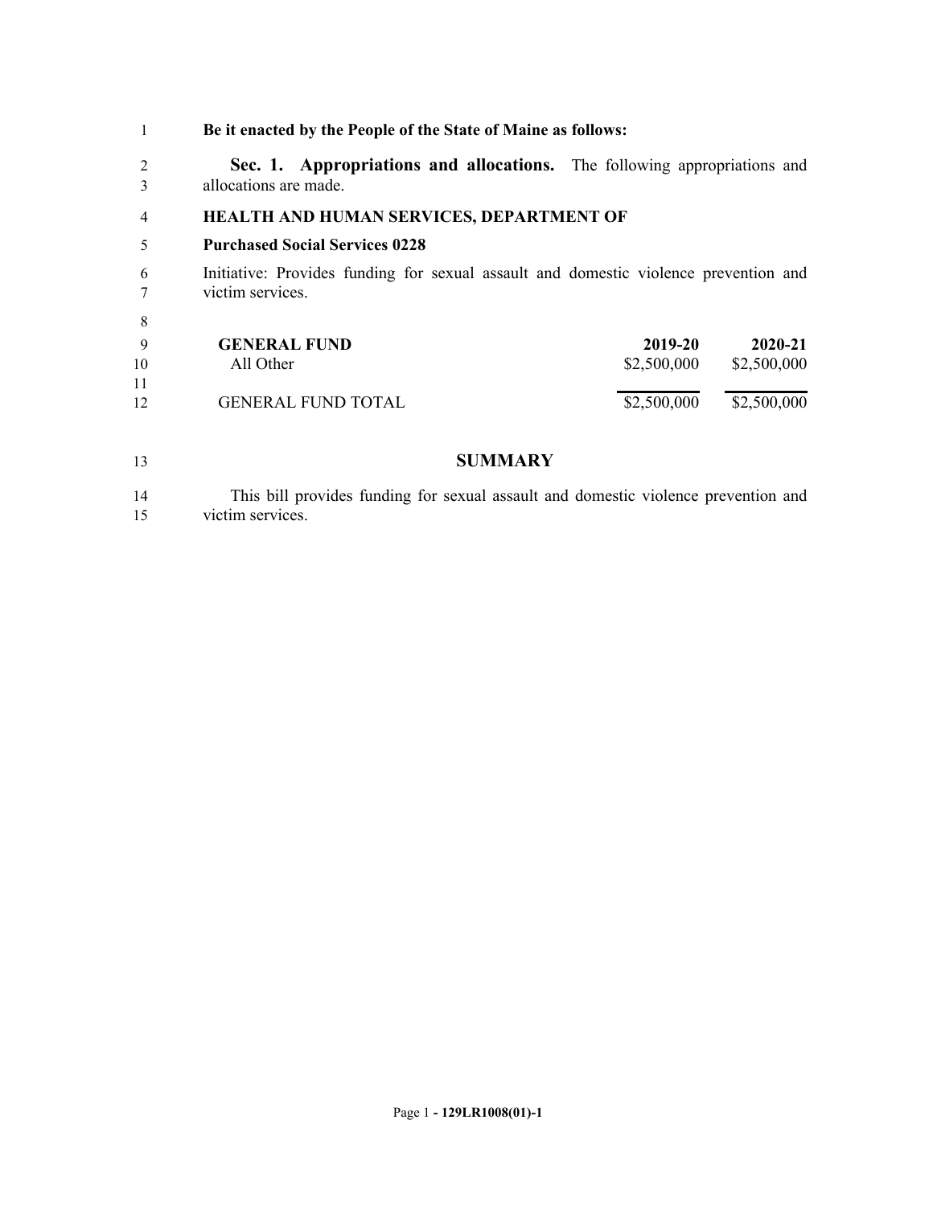**Be it enacted by the People of the State of Maine as follows:**

**Sec. 1. Appropriations and allocations.** The following appropriations and allocations are made.

**HEALTH AND HUMAN SERVICES, DEPARTMENT OF**

**Purchased Social Services 0228**

Initiative: Provides funding for sexual assault and domestic violence prevention and victim services.

| **GENERAL FUND** | **2019-20** | **2020-21** |
| --- | --- | --- |
| All Other | $2,500,000 | $2,500,000 |
| GENERAL FUND TOTAL | $2,500,000 | $2,500,000 |

## SUMMARY

This bill provides funding for sexual assault and domestic violence prevention and victim services.